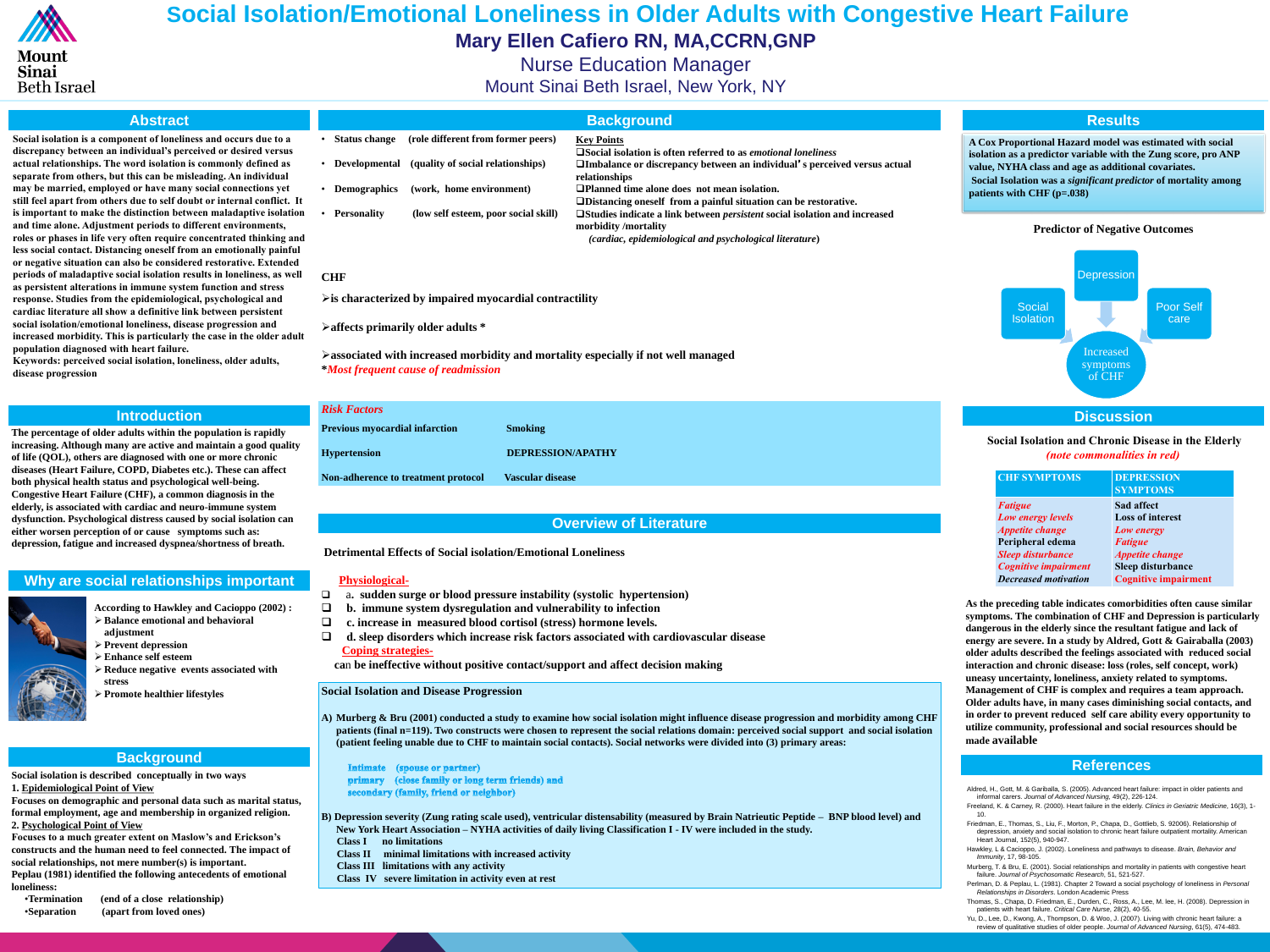# Social Isolation/Emotional Loneliness in Older Adults with Congestive Heart Failure

**Mary Ellen Cafiero RN, MA,CCRN,GNP**

Nurse Education Manager

Mount Sinai Beth Israel, New York, NY

## Abstract

**Social isolation is a component of loneliness and occurs due to a discrepancy between an individual's perceived or desired versus actual relationships. The word isolation is commonly defined as separate from others, but this can be misleading. An individual may be married, employed or have many social connections yet still feel apart from others due to self doubt or internal conflict. It is important to make the distinction between maladaptive isolation and time alone. Adjustment periods to different environments, roles or phases in life very often require concentrated thinking and less social contact. Distancing oneself from an emotionally painful or negative situation can also be considered restorative. Extended periods of maladaptive social isolation results in loneliness, as well as persistent alterations in immune system function and stress response. Studies from the epidemiological, psychological and cardiac literature all show a definitive link between persistent social isolation/emotional loneliness, disease progression and increased morbidity. This is particularly the case in the older adult population diagnosed with heart failure.**

**Keywords: perceived social isolation, loneliness, older adults, disease progression**

## Introduction

**The percentage of older adults within the population is rapidly increasing. Although many are active and maintain a good quality of life (QOL), others are diagnosed with one or more chronic diseases (Heart Failure, COPD, Diabetes etc.). These can affect both physical health status and psychological well-being. Congestive Heart Failure (CHF), a common diagnosis in the elderly, is associated with cardiac and neuro-immune system dysfunction. Psychological distress caused by social isolation can either worsen perception of or cause symptoms such as: depression, fatigue and increased dyspnea/shortness of breath.**

## Why are social relationships important

**According to Hawkley and Cacioppo (2002) :**

- **Balance emotional and behavioral adjustment**
- **Prevent depression**
- **Enhance self esteem**
- **Reduce negative events associated with stress**
- **Promote healthier lifestyles**

## Background

**Social isolation is described conceptually in two ways**

**1. Epidemiological Point of View**

**Focuses on demographic and personal data such as marital status, formal employment, age and membership in organized religion.**

**2. Psychological Point of View**

**Focuses to a much greater extent on Maslow's and Erickson's constructs and the human need to feel connected. The impact of social relationships, not mere number(s) is important.**

**Peplau (1981) identified the following antecedents of emotional loneliness:**

- **Termination** (end of a close relationship)
- **Separation** (apart from loved ones)
- **Status change** (role different from former peers)
- **Developmental** (quality of social relationships)
- **Demographics** (work, home environment)
- **Personality** (low self esteem, poor social skill)

**Key Points**

- **Social isolation is often referred to as *emotional loneliness***
- **Imbalance or discrepancy between an individual's perceived versus actual relationships**
- **Planned time alone does not mean isolation.**
- **Distancing oneself from a painful situation can be restorative.**
- **Studies indicate a link between *persistent* social isolation and increased morbidity /mortality**
  ***(cardiac, epidemiological and psychological literature)***

**CHF**

- **is characterized by impaired myocardial contractility**
- **affects primarily older adults \***
- **associated with increased morbidity and mortality especially if not well managed**

**\****Most frequent cause of readmission***

***Risk Factors***

| | |
|---|---|
| **Previous myocardial infarction** | **Smoking** |
| **Hypertension** | **DEPRESSION/APATHY** |
| **Non-adherence to treatment protocol** | **Vascular disease** |

## Overview of Literature

**Detrimental Effects of Social isolation/Emotional Loneliness**

**Physiological-**

- a. **sudden surge or blood pressure instability (systolic hypertension)**
- **b. immune system dysregulation and vulnerability to infection**
- **c. increase in measured blood cortisol (stress) hormone levels.**
- **d. sleep disorders which increase risk factors associated with cardiovascular disease**

**Coping strategies-**

can **be ineffective without positive contact/support and affect decision making**

**Social Isolation and Disease Progression**

**A) Murberg & Bru (2001) conducted a study to examine how social isolation might influence disease progression and morbidity among CHF patients (final n=119). Two constructs were chosen to represent the social relations domain: perceived social support and social isolation (patient feeling unable due to CHF to maintain social contacts). Social networks were divided into (3) primary areas:**

**Intimate (spouse or partner)**
**primary (close family or long term friends) and**
**secondary (family, friend or neighbor)**

**B) Depression severity (Zung rating scale used), ventricular distensability (measured by Brain Natrieutic Peptide – BNP blood level) and New York Heart Association – NYHA criteria of daily living Classification I - IV were included in the study.**

- **Class I no limitations**
- **Class II minimal limitations with increased activity**
- **Class III limitations with any activity**
- **Class IV severe limitation in activity even at rest**

## Results

**A Cox Proportional Hazard model was estimated with social isolation as a predictor variable with the Zung score, pro ANP value, NYHA class and age as additional covariates.**

**Social Isolation was a *significant predictor* of mortality among patients with CHF (p=.038)**

**Predictor of Negative Outcomes**

Social Isolation → Depression ← Poor Self care → Increased symptoms of CHF

## Discussion

**Social Isolation and Chronic Disease in the Elderly**

***(note commonalities in red)***

| CHF SYMPTOMS | DEPRESSION SYMPTOMS |
|---|---|
| *Fatigue* | Sad affect |
| *Low energy levels* | Loss of interest |
| *Appetite change* | *Low energy* |
| Peripheral edema | *Fatigue* |
| *Sleep disturbance* | *Appetite change* |
| *Cognitive impairment* | Sleep disturbance |
| *Decreased motivation* | Cognitive impairment |

**As the preceding table indicates comorbidities often cause similar symptoms. The combination of CHF and Depression is particularly dangerous in the elderly since the resultant fatigue and lack of energy are severe. In a study by Aldred, Gott & Gairaballa (2003) older adults described the feelings associated with reduced social interaction and chronic disease: loss (roles, self concept, work) uneasy uncertainty, loneliness, anxiety related to symptoms. Management of CHF is complex and requires a team approach. Older adults have, in many cases diminishing social contacts, and in order to prevent reduced self care ability every opportunity to utilize community, professional and social resources should be made available**

## References

Aldred, H., Gott, M. & Gariballa, S. (2005). Advanced heart failure: impact in older patients and informal carers. *Journal of Advanced Nursing*, 49(2), 226-124.

Freeland, K. & Carney, R. (2000). Heart failure in the elderly. *Clinics in Geriatric Medicine*, 16(3), 1-10.

Friedman, E., Thomas, S., Liu, F., Morton, P., Chapa, D., Gottlieb, S. 92006). Relationship of depression, anxiety and social isolation to chronic heart failure outpatient mortality. American Heart Journal, 152(5), 940-947.

Hawkley, L & Cacioppo, J. (2002). Loneliness and pathways to disease. *Brain, Behavior and Immunity*, 17, 98-105.

Murberg, T. & Bru, E. (2001). Social relationships and mortality in patients with congestive heart failure. *Journal of Psychosomatic Research*, 51, 521-527.

Perlman, D. & Peplau, L. (1981). Chapter 2 Toward a social psychology of loneliness in *Personal Relationships in Disorders*. London Academic Press

Thomas, S., Chapa, D. Friedman, E., Durden, C., Ross, A., Lee, M. lee, H. (2008). Depression in patients with heart failure. *Critical Care Nurse*, 28(2), 40-55.

Yu, D., Lee, D., Kwong, A., Thompson, D. & Woo, J. (2007). Living with chronic heart failure: a review of qualitative studies of older people. *Journal of Advanced Nursing*, 61(5), 474-483.